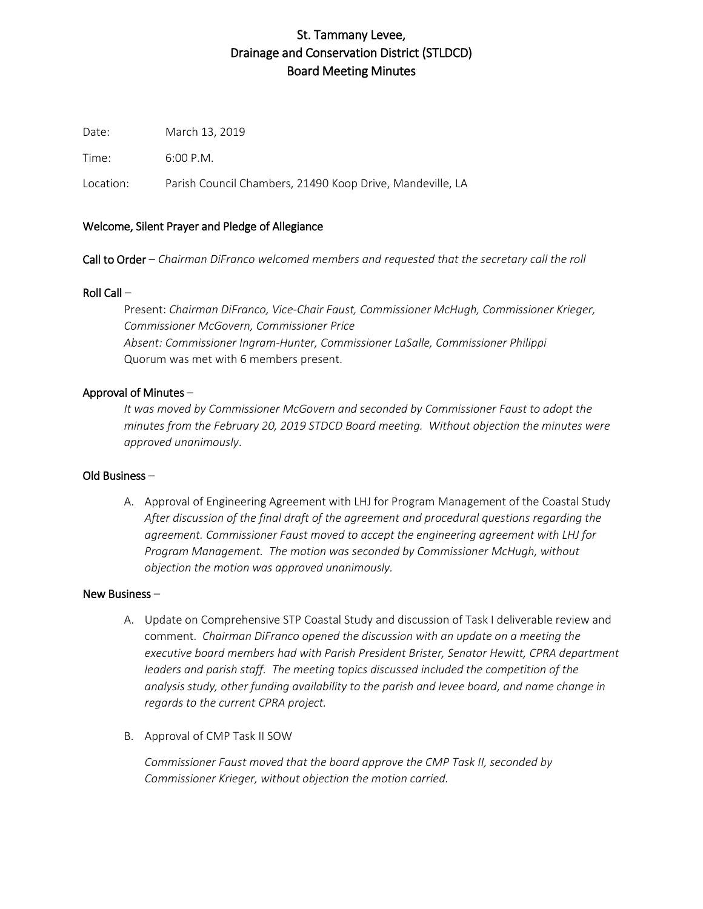# St. Tammany Levee, Drainage and Conservation District (STLDCD) Board Meeting Minutes

Date: March 13, 2019

Time: 6:00 P.M.

Location: Parish Council Chambers, 21490 Koop Drive, Mandeville, LA

## Welcome, Silent Prayer and Pledge of Allegiance

**Call to Order** – *Chairman DiFranco welcomed members and requested that the secretary call the roll*

**Roll Call** –

Present: *Chairman DiFranco, Vice-Chair Faust, Commissioner McHugh, Commissioner Krieger, Commissioner McGovern, Commissioner Price*
*Absent: Commissioner Ingram-Hunter, Commissioner LaSalle, Commissioner Philippi*
Quorum was met with 6 members present.

**Approval of Minutes** –

*It was moved by Commissioner McGovern and seconded by Commissioner Faust to adopt the minutes from the February 20, 2019 STDCD Board meeting. Without objection the minutes were approved unanimously*.

**Old Business** –

A. Approval of Engineering Agreement with LHJ for Program Management of the Coastal Study
*After discussion of the final draft of the agreement and procedural questions regarding the agreement. Commissioner Faust moved to accept the engineering agreement with LHJ for Program Management. The motion was seconded by Commissioner McHugh, without objection the motion was approved unanimously.*

**New Business** –

A. Update on Comprehensive STP Coastal Study and discussion of Task I deliverable review and comment. *Chairman DiFranco opened the discussion with an update on a meeting the executive board members had with Parish President Brister, Senator Hewitt, CPRA department leaders and parish staff. The meeting topics discussed included the competition of the analysis study, other funding availability to the parish and levee board, and name change in regards to the current CPRA project.*

B. Approval of CMP Task II SOW

*Commissioner Faust moved that the board approve the CMP Task II, seconded by Commissioner Krieger, without objection the motion carried.*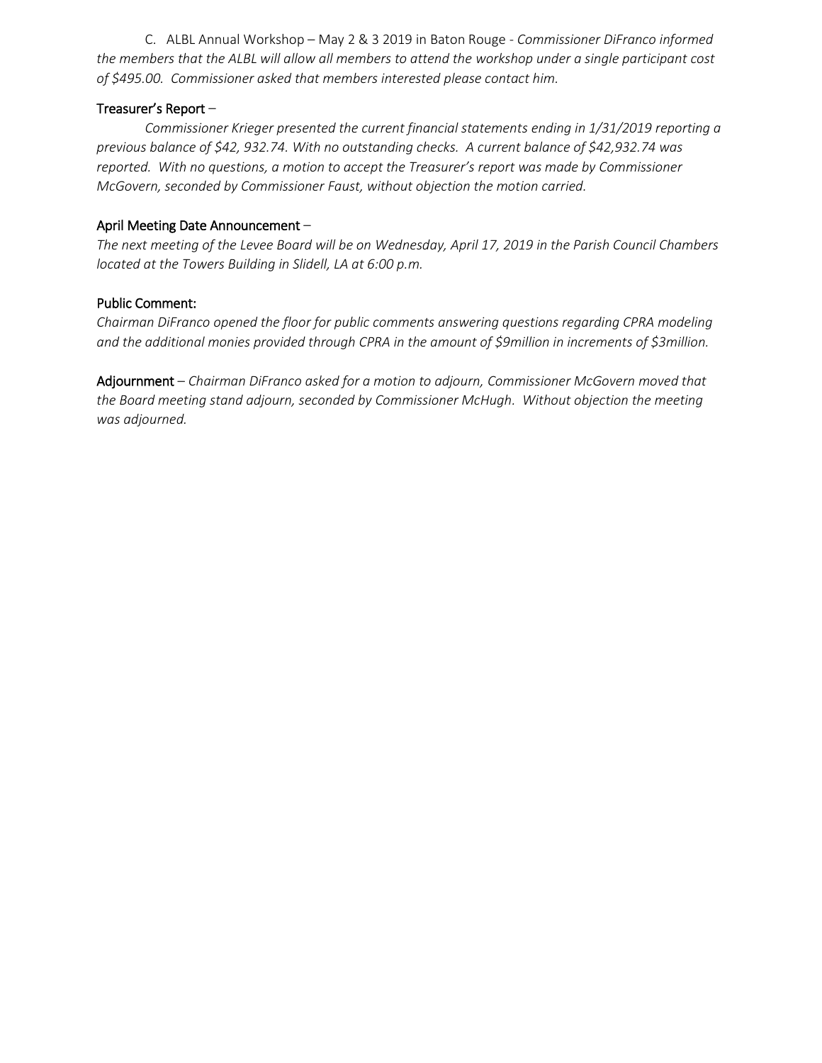C. ALBL Annual Workshop – May 2 & 3 2019 in Baton Rouge - *Commissioner DiFranco informed the members that the ALBL will allow all members to attend the workshop under a single participant cost of $495.00. Commissioner asked that members interested please contact him.*

Treasurer's Report –

*Commissioner Krieger presented the current financial statements ending in 1/31/2019 reporting a previous balance of $42, 932.74. With no outstanding checks. A current balance of $42,932.74 was reported. With no questions, a motion to accept the Treasurer's report was made by Commissioner McGovern, seconded by Commissioner Faust, without objection the motion carried.*

April Meeting Date Announcement –

*The next meeting of the Levee Board will be on Wednesday, April 17, 2019 in the Parish Council Chambers located at the Towers Building in Slidell, LA at 6:00 p.m.*

Public Comment:

*Chairman DiFranco opened the floor for public comments answering questions regarding CPRA modeling and the additional monies provided through CPRA in the amount of $9million in increments of $3million.*

Adjournment – *Chairman DiFranco asked for a motion to adjourn, Commissioner McGovern moved that the Board meeting stand adjourn, seconded by Commissioner McHugh. Without objection the meeting was adjourned.*